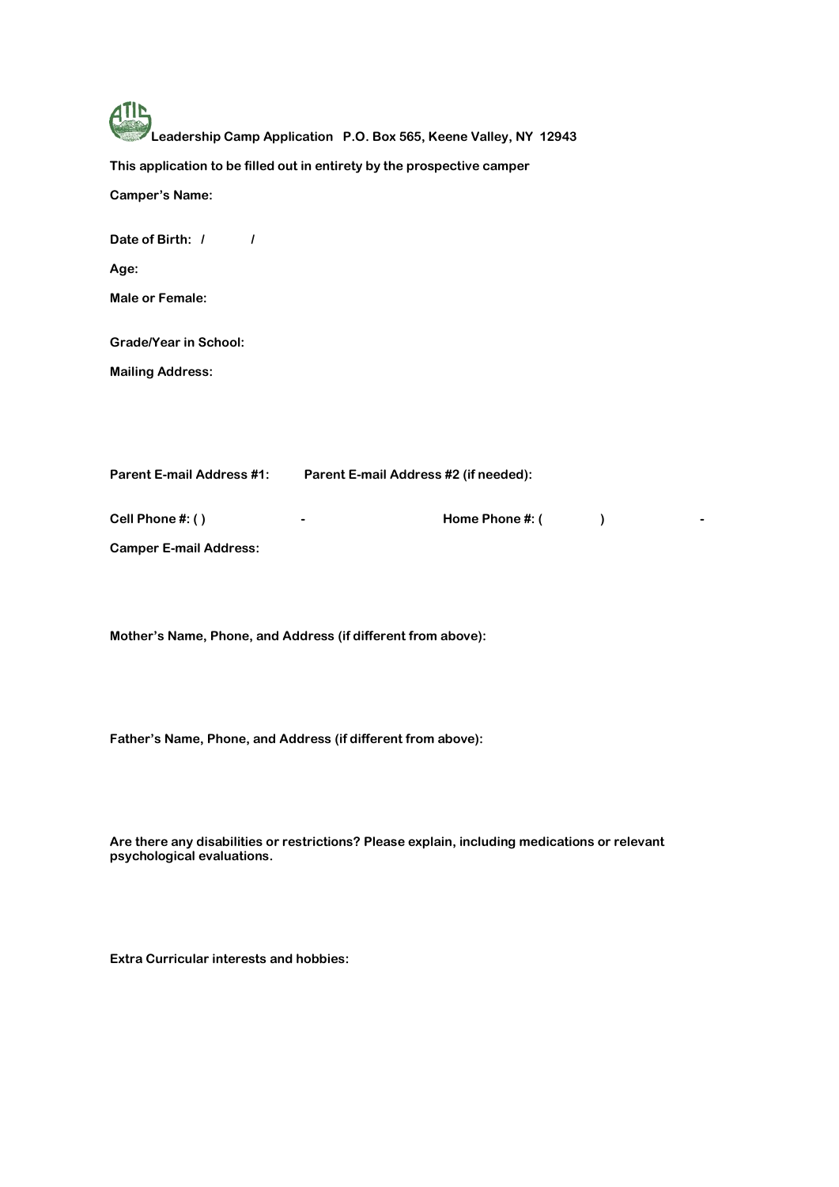**Leadership Camp Application P.O. Box 565, Keene Valley, NY 12943**

**This application to be filled out in entirety by the prospective camper**

**Camper's Name:**

**Date of Birth: / /**

**Age:**

**Male or Female:**

**Grade/Year in School:**

**Mailing Address:**

**Parent E-mail Address #1:** **Parent E-mail Address #2 (if needed):**

**Cell Phone #: ( ) -** **Home Phone #: ( ) -**

**Camper E-mail Address:**

**Mother's Name, Phone, and Address (if different from above):**

**Father's Name, Phone, and Address (if different from above):**

**Are there any disabilities or restrictions? Please explain, including medications or relevant psychological evaluations.**

**Extra Curricular interests and hobbies:**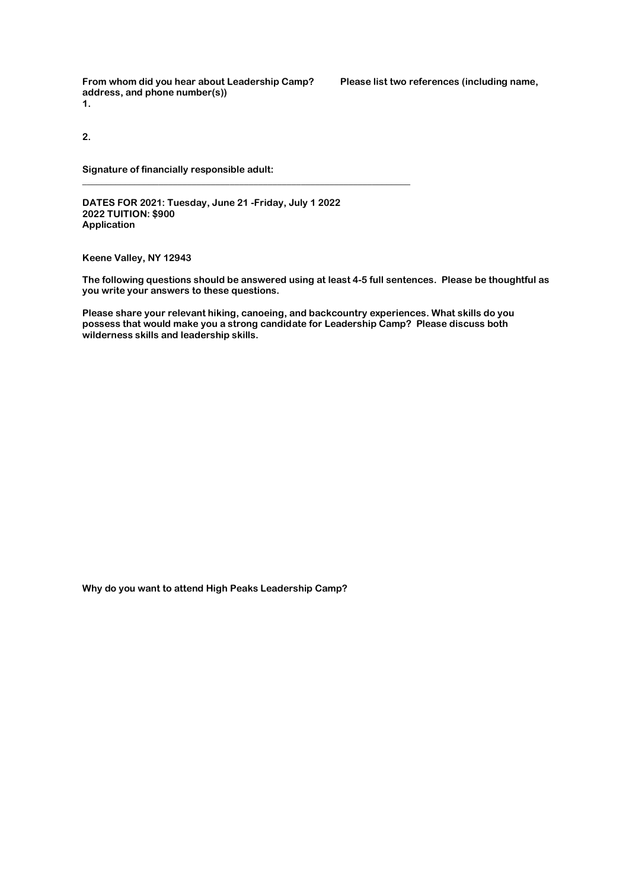**From whom did you hear about Leadership Camp? Please list two references (including name, address, and phone number(s))**

**1.**

**2.**

**Signature of financially responsible adult:**
**_______________________________________________________________**

**DATES FOR 2021: Tuesday, June 21 -Friday, July 1 2022**
**2022 TUITION: $900**
**Application**

**Keene Valley, NY 12943**

**The following questions should be answered using at least 4-5 full sentences. Please be thoughtful as you write your answers to these questions.**

**Please share your relevant hiking, canoeing, and backcountry experiences. What skills do you possess that would make you a strong candidate for Leadership Camp? Please discuss both wilderness skills and leadership skills.**

**Why do you want to attend High Peaks Leadership Camp?**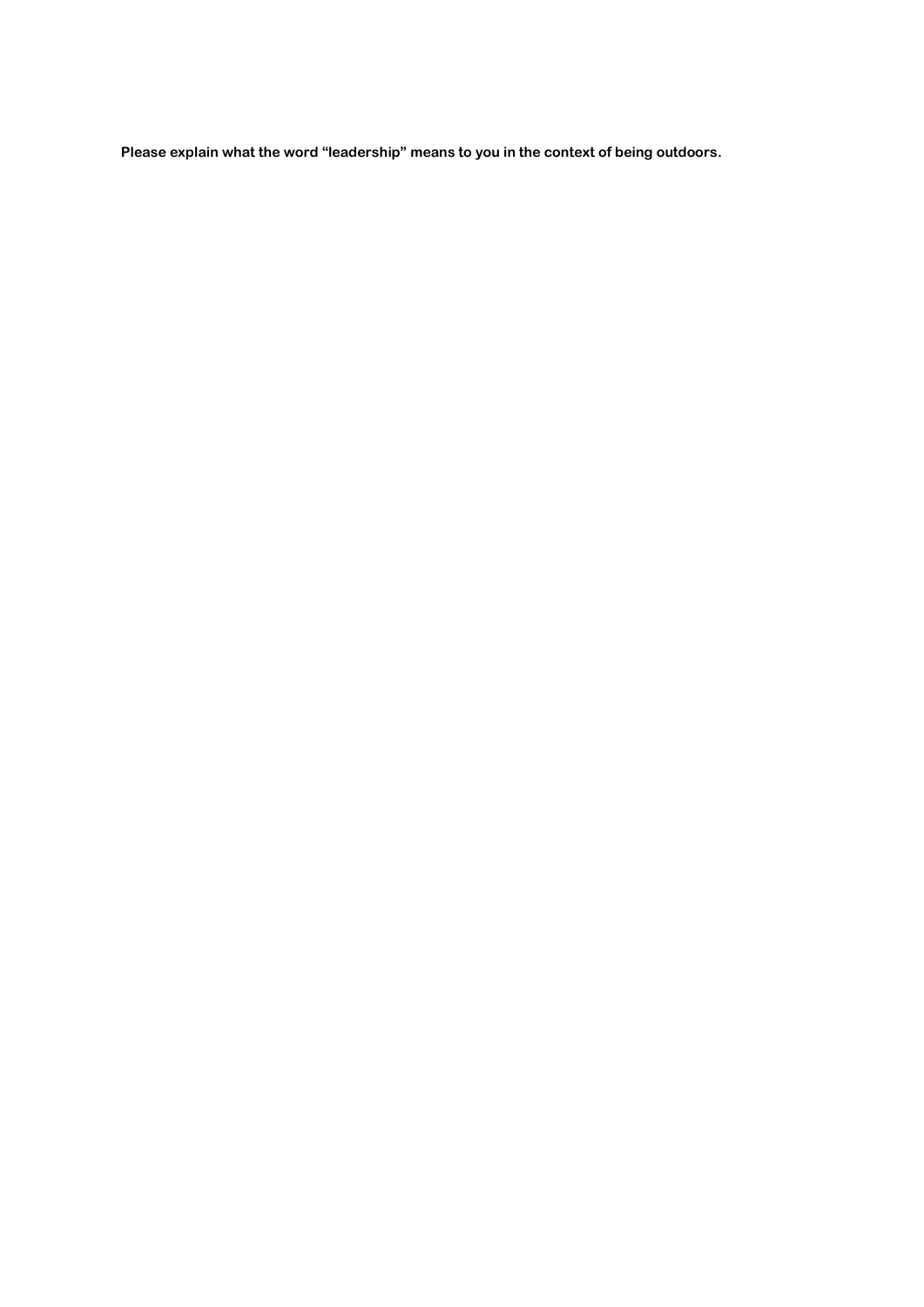**Please explain what the word “leadership” means to you in the context of being outdoors.**